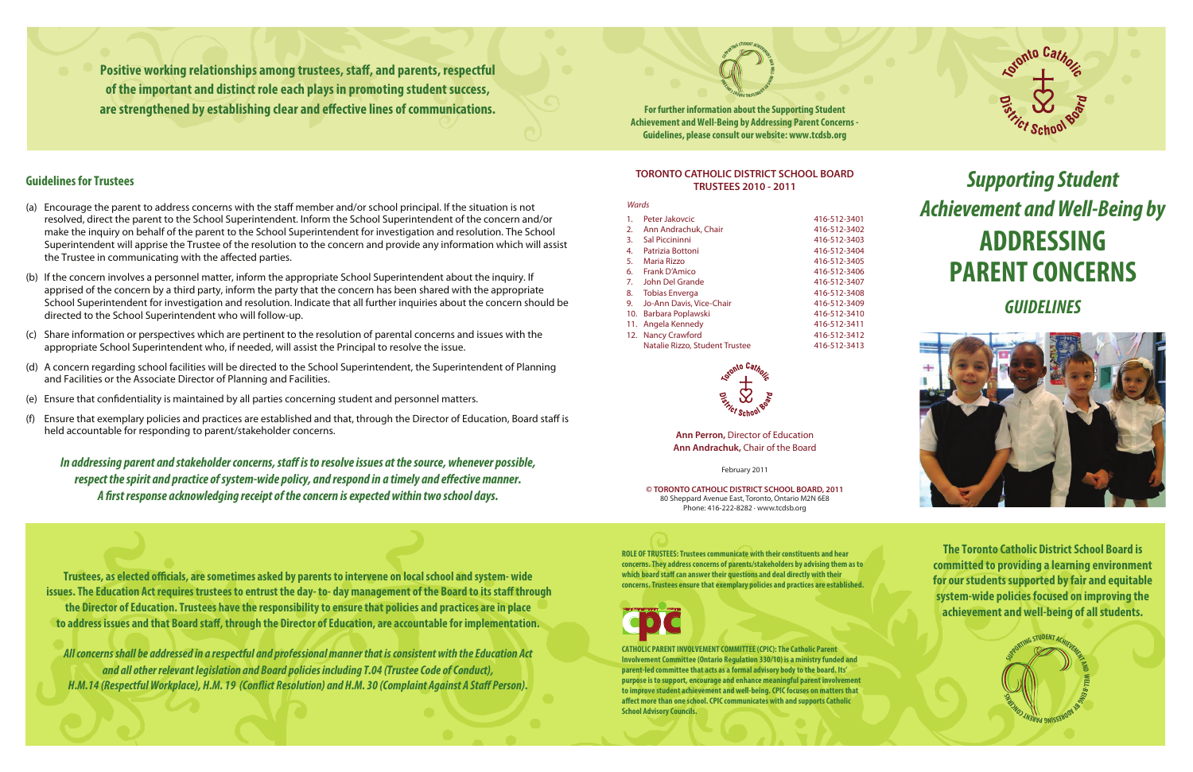**Positive working relationships among trustees, staff, and parents, respectful of the important and distinct role each plays in promoting student success, are strengthened by establishing clear and effective lines of communications.**

## Guidelines for Trustees

(a) Encourage the parent to address concerns with the staff member and/or school principal. If the situation is not resolved, direct the parent to the School Superintendent. Inform the School Superintendent of the concern and/or make the inquiry on behalf of the parent to the School Superintendent for investigation and resolution. The School Superintendent will apprise the Trustee of the resolution to the concern and provide any information which will assist the Trustee in communicating with the affected parties.

(b) If the concern involves a personnel matter, inform the appropriate School Superintendent about the inquiry. If apprised of the concern by a third party, inform the party that the concern has been shared with the appropriate School Superintendent for investigation and resolution. Indicate that all further inquiries about the concern should be directed to the School Superintendent who will follow-up.

(c) Share information or perspectives which are pertinent to the resolution of parental concerns and issues with the appropriate School Superintendent who, if needed, will assist the Principal to resolve the issue.

(d) A concern regarding school facilities will be directed to the School Superintendent, the Superintendent of Planning and Facilities or the Associate Director of Planning and Facilities.

(e) Ensure that confidentiality is maintained by all parties concerning student and personnel matters.

(f) Ensure that exemplary policies and practices are established and that, through the Director of Education, Board staff is held accountable for responding to parent/stakeholder concerns.

***In addressing parent and stakeholder concerns, staff is to resolve issues at the source, whenever possible, respect the spirit and practice of system-wide policy, and respond in a timely and effective manner. A first response acknowledging receipt of the concern is expected within two school days.***

**Trustees, as elected officials, are sometimes asked by parents to intervene on local school and system- wide issues. The Education Act requires trustees to entrust the day- to- day management of the Board to its staff through the Director of Education. Trustees have the responsibility to ensure that policies and practices are in place to address issues and that Board staff, through the Director of Education, are accountable for implementation.**

***All concerns shall be addressed in a respectful and professional manner that is consistent with the Education Act and all other relevant legislation and Board policies including T.04 (Trustee Code of Conduct), H.M.14 (Respectful Workplace), H.M. 19 (Conflict Resolution) and H.M. 30 (Complaint Against A Staff Person).***

**For further information about the Supporting Student Achievement and Well-Being by Addressing Parent Concerns - Guidelines, please consult our website: www.tcdsb.org**

### TORONTO CATHOLIC DISTRICT SCHOOL BOARD TRUSTEES 2010 - 2011

*Wards*

| Ward | Trustee | Phone |
|---|---|---|
| 1. | Peter Jakovcic | 416-512-3401 |
| 2. | Ann Andrachuk, Chair | 416-512-3402 |
| 3. | Sal Piccininni | 416-512-3403 |
| 4. | Patrizia Bottoni | 416-512-3404 |
| 5. | Maria Rizzo | 416-512-3405 |
| 6. | Frank D'Amico | 416-512-3406 |
| 7. | John Del Grande | 416-512-3407 |
| 8. | Tobias Enverga | 416-512-3408 |
| 9. | Jo-Ann Davis, Vice-Chair | 416-512-3409 |
| 10. | Barbara Poplawski | 416-512-3410 |
| 11. | Angela Kennedy | 416-512-3411 |
| 12. | Nancy Crawford | 416-512-3412 |
| | Natalie Rizzo, Student Trustee | 416-512-3413 |

**Ann Perron,** Director of Education
**Ann Andrachuk,** Chair of the Board

February 2011

**© TORONTO CATHOLIC DISTRICT SCHOOL BOARD, 2011**
80 Sheppard Avenue East, Toronto, Ontario M2N 6E8
Phone: 416-222-8282 · www.tcdsb.org

**ROLE OF TRUSTEES: Trustees communicate with their constituents and hear concerns. They address concerns of parents/stakeholders by advising them as to which board staff can answer their questions and deal directly with their concerns. Trustees ensure that exemplary policies and practices are established.**

**CATHOLIC PARENT INVOLVEMENT COMMITTEE (CPIC): The Catholic Parent Involvement Committee (Ontario Regulation 330/10) is a ministry funded and parent-led committee that acts as a formal advisory body to the board. Its' purpose is to support, encourage and enhance meaningful parent involvement to improve student achievement and well-being. CPIC focuses on matters that affect more than one school. CPIC communicates with and supports Catholic School Advisory Councils.**

Toronto Catholic District School Board

# *Supporting Student Achievement and Well-Being by* ADDRESSING PARENT CONCERNS

## *GUIDELINES*

**The Toronto Catholic District School Board is committed to providing a learning environment for our students supported by fair and equitable system-wide policies focused on improving the achievement and well-being of all students.**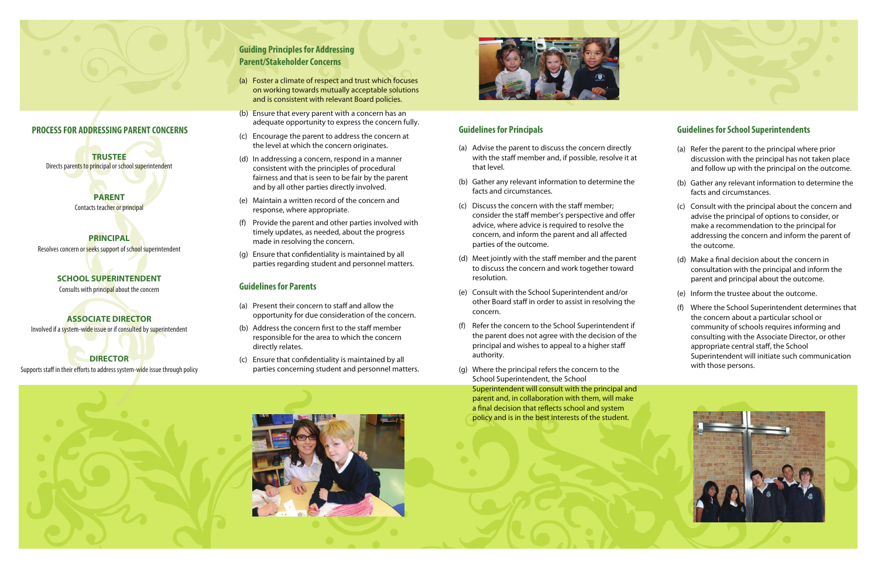## PROCESS FOR ADDRESSING PARENT CONCERNS

**TRUSTEE**
Directs parents to principal or school superintendent

**PARENT**
Contacts teacher or principal

**PRINCIPAL**
Resolves concern or seeks support of school superintendent

**SCHOOL SUPERINTENDENT**
Consults with principal about the concern

**ASSOCIATE DIRECTOR**
Involved if a system-wide issue or if consulted by superintendent

**DIRECTOR**
Supports staff in their efforts to address system-wide issue through policy

## Guiding Principles for Addressing Parent/Stakeholder Concerns

(a) Foster a climate of respect and trust which focuses on working towards mutually acceptable solutions and is consistent with relevant Board policies.

(b) Ensure that every parent with a concern has an adequate opportunity to express the concern fully.

(c) Encourage the parent to address the concern at the level at which the concern originates.

(d) In addressing a concern, respond in a manner consistent with the principles of procedural fairness and that is seen to be fair by the parent and by all other parties directly involved.

(e) Maintain a written record of the concern and response, where appropriate.

(f) Provide the parent and other parties involved with timely updates, as needed, about the progress made in resolving the concern.

(g) Ensure that confidentiality is maintained by all parties regarding student and personnel matters.

## Guidelines for Parents

(a) Present their concern to staff and allow the opportunity for due consideration of the concern.

(b) Address the concern first to the staff member responsible for the area to which the concern directly relates.

(c) Ensure that confidentiality is maintained by all parties concerning student and personnel matters.

## Guidelines for Principals

(a) Advise the parent to discuss the concern directly with the staff member and, if possible, resolve it at that level.

(b) Gather any relevant information to determine the facts and circumstances.

(c) Discuss the concern with the staff member; consider the staff member's perspective and offer advice, where advice is required to resolve the concern, and inform the parent and all affected parties of the outcome.

(d) Meet jointly with the staff member and the parent to discuss the concern and work together toward resolution.

(e) Consult with the School Superintendent and/or other Board staff in order to assist in resolving the concern.

(f) Refer the concern to the School Superintendent if the parent does not agree with the decision of the principal and wishes to appeal to a higher staff authority.

(g) Where the principal refers the concern to the School Superintendent, the School Superintendent will consult with the principal and parent and, in collaboration with them, will make a final decision that reflects school and system policy and is in the best interests of the student.

## Guidelines for School Superintendents

(a) Refer the parent to the principal where prior discussion with the principal has not taken place and follow up with the principal on the outcome.

(b) Gather any relevant information to determine the facts and circumstances.

(c) Consult with the principal about the concern and advise the principal of options to consider, or make a recommendation to the principal for addressing the concern and inform the parent of the outcome.

(d) Make a final decision about the concern in consultation with the principal and inform the parent and principal about the outcome.

(e) Inform the trustee about the outcome.

(f) Where the School Superintendent determines that the concern about a particular school or community of schools requires informing and consulting with the Associate Director, or other appropriate central staff, the School Superintendent will initiate such communication with those persons.